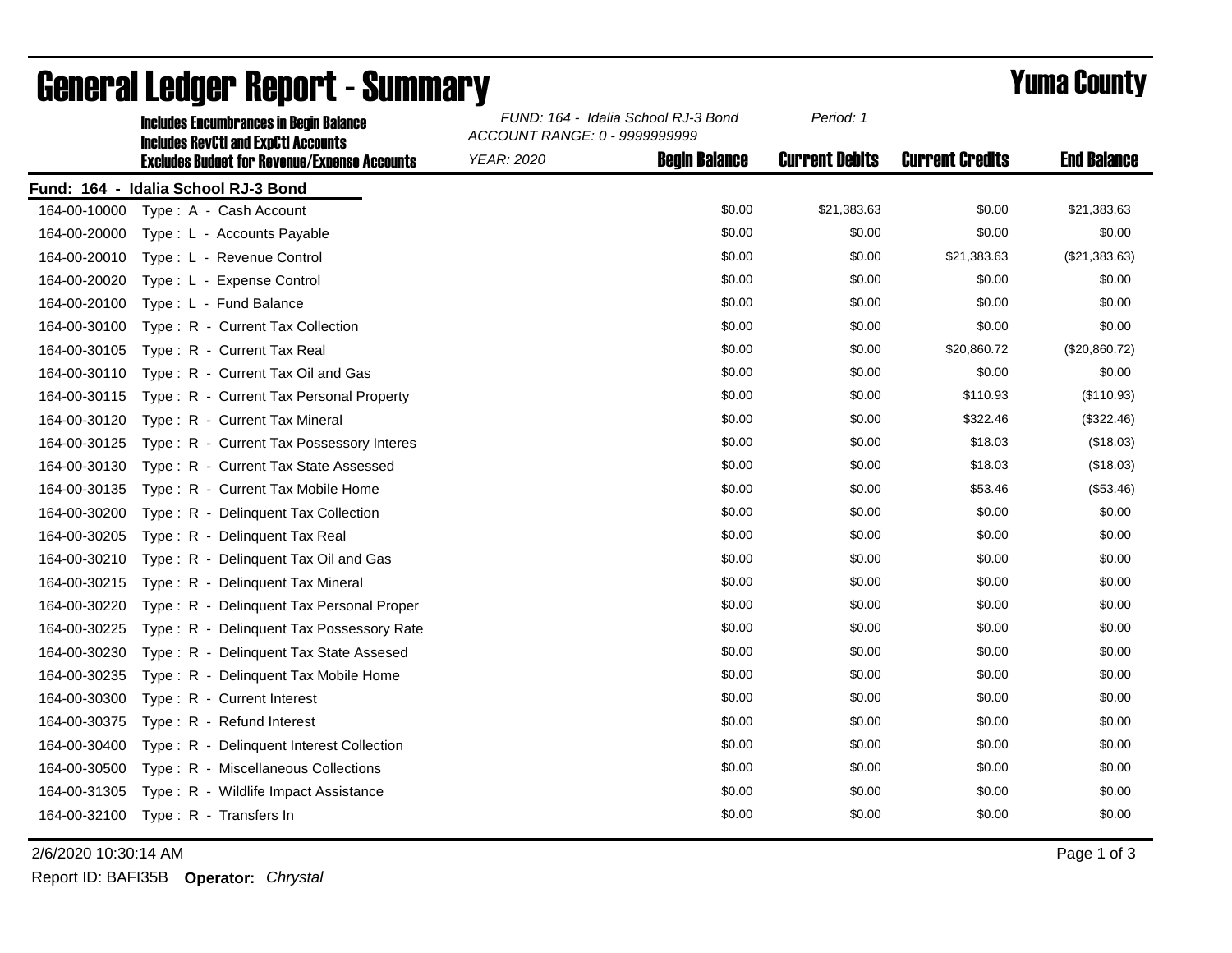# General Ledger Report - Summary

## Yuma County

**Includes Encumbrances in Begin Balance**
**Includes RevCtl and ExpCtl Accounts**
**Excludes Budget for Revenue/Expense Accounts**

*FUND: 164 - Idalia School RJ-3 Bond*
*ACCOUNT RANGE: 0 - 9999999999*
*YEAR: 2020*
*Period: 1*

**Fund: 164 - Idalia School RJ-3 Bond**

| Account | Description | Begin Balance | Current Debits | Current Credits | End Balance |
|---|---|---|---|---|---|
| 164-00-10000 | Type : A - Cash Account | $0.00 | $21,383.63 | $0.00 | $21,383.63 |
| 164-00-20000 | Type : L - Accounts Payable | $0.00 | $0.00 | $0.00 | $0.00 |
| 164-00-20010 | Type : L - Revenue Control | $0.00 | $0.00 | $21,383.63 | ($21,383.63) |
| 164-00-20020 | Type : L - Expense Control | $0.00 | $0.00 | $0.00 | $0.00 |
| 164-00-20100 | Type : L - Fund Balance | $0.00 | $0.00 | $0.00 | $0.00 |
| 164-00-30100 | Type : R - Current Tax Collection | $0.00 | $0.00 | $0.00 | $0.00 |
| 164-00-30105 | Type : R - Current Tax Real | $0.00 | $0.00 | $20,860.72 | ($20,860.72) |
| 164-00-30110 | Type : R - Current Tax Oil and Gas | $0.00 | $0.00 | $0.00 | $0.00 |
| 164-00-30115 | Type : R - Current Tax Personal Property | $0.00 | $0.00 | $110.93 | ($110.93) |
| 164-00-30120 | Type : R - Current Tax Mineral | $0.00 | $0.00 | $322.46 | ($322.46) |
| 164-00-30125 | Type : R - Current Tax Possessory Interes | $0.00 | $0.00 | $18.03 | ($18.03) |
| 164-00-30130 | Type : R - Current Tax State Assessed | $0.00 | $0.00 | $18.03 | ($18.03) |
| 164-00-30135 | Type : R - Current Tax Mobile Home | $0.00 | $0.00 | $53.46 | ($53.46) |
| 164-00-30200 | Type : R - Delinquent Tax Collection | $0.00 | $0.00 | $0.00 | $0.00 |
| 164-00-30205 | Type : R - Delinquent Tax Real | $0.00 | $0.00 | $0.00 | $0.00 |
| 164-00-30210 | Type : R - Delinquent Tax Oil and Gas | $0.00 | $0.00 | $0.00 | $0.00 |
| 164-00-30215 | Type : R - Delinquent Tax Mineral | $0.00 | $0.00 | $0.00 | $0.00 |
| 164-00-30220 | Type : R - Delinquent Tax Personal Proper | $0.00 | $0.00 | $0.00 | $0.00 |
| 164-00-30225 | Type : R - Delinquent Tax Possessory Rate | $0.00 | $0.00 | $0.00 | $0.00 |
| 164-00-30230 | Type : R - Delinquent Tax State Assesed | $0.00 | $0.00 | $0.00 | $0.00 |
| 164-00-30235 | Type : R - Delinquent Tax Mobile Home | $0.00 | $0.00 | $0.00 | $0.00 |
| 164-00-30300 | Type : R - Current Interest | $0.00 | $0.00 | $0.00 | $0.00 |
| 164-00-30375 | Type : R - Refund Interest | $0.00 | $0.00 | $0.00 | $0.00 |
| 164-00-30400 | Type : R - Delinquent Interest Collection | $0.00 | $0.00 | $0.00 | $0.00 |
| 164-00-30500 | Type : R - Miscellaneous Collections | $0.00 | $0.00 | $0.00 | $0.00 |
| 164-00-31305 | Type : R - Wildlife Impact Assistance | $0.00 | $0.00 | $0.00 | $0.00 |
| 164-00-32100 | Type : R - Transfers In | $0.00 | $0.00 | $0.00 | $0.00 |

2/6/2020 10:30:14 AM

Report ID: BAFI35B **Operator:** *Chrystal*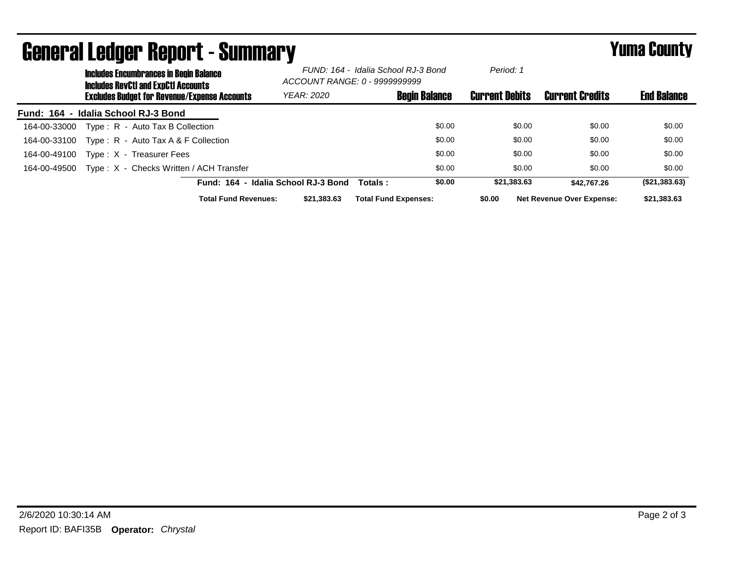# General Ledger Report - Summary

## Yuma County

**Includes Encumbrances in Begin Balance**
**Includes RevCtl and ExpCtl Accounts**
**Excludes Budget for Revenue/Expense Accounts**

*FUND: 164 - Idalia School RJ-3 Bond*
*ACCOUNT RANGE: 0 - 9999999999*
*YEAR: 2020*
*Period: 1*

**Fund: 164 - Idalia School RJ-3 Bond**

| Account | Description | Begin Balance | Current Debits | Current Credits | End Balance |
|---|---|---|---|---|---|
| 164-00-33000 | Type : R - Auto Tax B Collection | $0.00 | $0.00 | $0.00 | $0.00 |
| 164-00-33100 | Type : R - Auto Tax A & F Collection | $0.00 | $0.00 | $0.00 | $0.00 |
| 164-00-49100 | Type : X - Treasurer Fees | $0.00 | $0.00 | $0.00 | $0.00 |
| 164-00-49500 | Type : X - Checks Written / ACH Transfer | $0.00 | $0.00 | $0.00 | $0.00 |
| | **Fund: 164 - Idalia School RJ-3 Bond Totals :** | **$0.00** | **$21,383.63** | **$42,767.26** | **($21,383.63)** |

**Total Fund Revenues:** **$21,383.63** **Total Fund Expenses:** **$0.00** **Net Revenue Over Expense:** **$21,383.63**

2/6/2020 10:30:14 AM

Report ID: BAFI35B **Operator:** *Chrystal*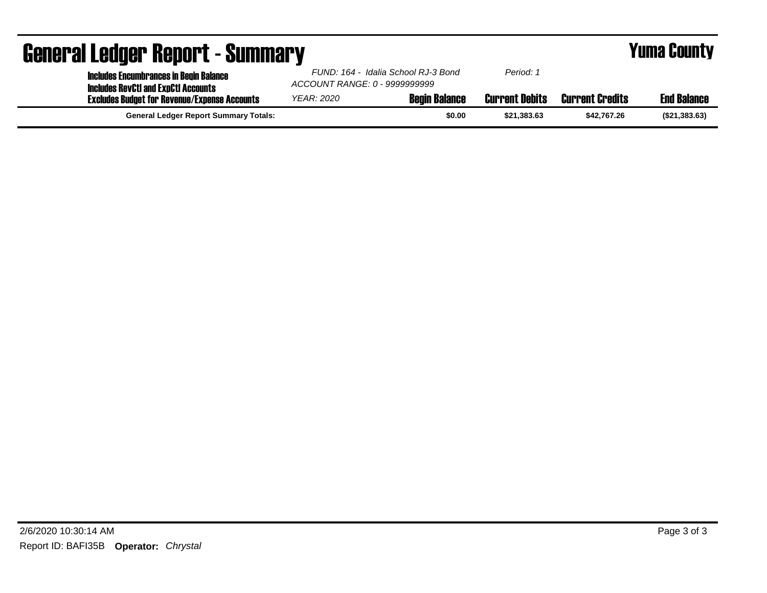# General Ledger Report - Summary

**Yuma County**

**Includes Encumbrances in Begin Balance**
**Includes RevCtl and ExpCtl Accounts**
**Excludes Budget for Revenue/Expense Accounts**

*FUND: 164 - Idalia School RJ-3 Bond*
*ACCOUNT RANGE: 0 - 9999999999*
*YEAR: 2020*

*Period: 1*

| | Begin Balance | Current Debits | Current Credits | End Balance |
|---|---|---|---|---|
| **General Ledger Report Summary Totals:** | **$0.00** | **$21,383.63** | **$42,767.26** | **($21,383.63)** |

2/6/2020 10:30:14 AM

Report ID: BAFI35B **Operator:** *Chrystal*